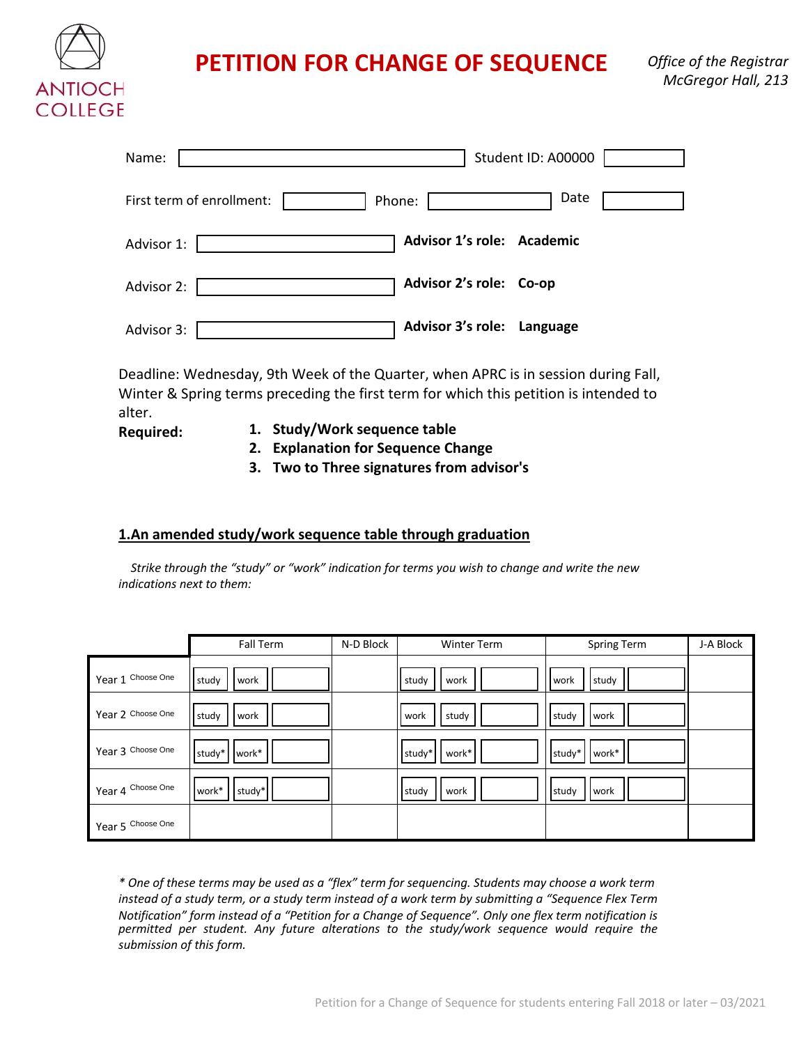ANTIOCH COLLEGE

# PETITION FOR CHANGE OF SEQUENCE

*Office of the Registrar*
*McGregor Hall, 213*

Name: ______________________ Student ID: A00000 __________

First term of enrollment: __________ Phone: __________ Date __________

Advisor 1: ______________________ **Advisor 1's role: Academic**

Advisor 2: ______________________ **Advisor 2's role: Co-op**

Advisor 3: ______________________ **Advisor 3's role: Language**

Deadline: Wednesday, 9th Week of the Quarter, when APRC is in session during Fall, Winter & Spring terms preceding the first term for which this petition is intended to alter.

**Required:**

1. **Study/Work sequence table**
2. **Explanation for Sequence Change**
3. **Two to Three signatures from advisor's**

## 1.An amended study/work sequence table through graduation

*Strike through the "study" or "work" indication for terms you wish to change and write the new indications next to them:*

| | Fall Term | | | N-D Block | Winter Term | | | Spring Term | | | J-A Block |
|---|---|---|---|---|---|---|---|---|---|---|---|
| Year 1 Choose One | study | work | | | study | work | | work | study | | |
| Year 2 Choose One | study | work | | | work | study | | study | work | | |
| Year 3 Choose One | study* | work* | | | study* | work* | | study* | work* | | |
| Year 4 Choose One | work* | study* | | | study | work | | study | work | | |
| Year 5 Choose One | | | | | | | | | | | |

*\* One of these terms may be used as a "flex" term for sequencing. Students may choose a work term instead of a study term, or a study term instead of a work term by submitting a "Sequence Flex Term Notification" form instead of a "Petition for a Change of Sequence". Only one flex term notification is permitted per student. Any future alterations to the study/work sequence would require the submission of this form.*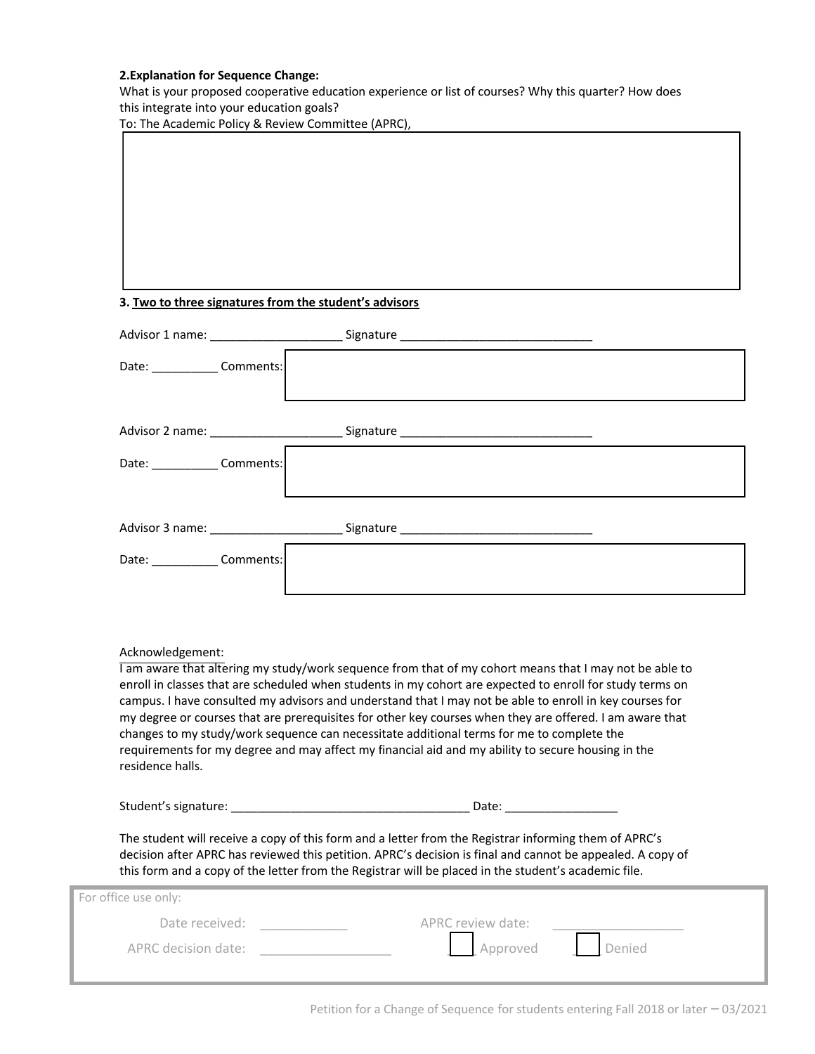**2.Explanation for Sequence Change:**

What is your proposed cooperative education experience or list of courses? Why this quarter? How does this integrate into your education goals?

To: The Academic Policy & Review Committee (APRC),

**3. Two to three signatures from the student's advisors**

Advisor 1 name: ____________________ Signature ____________________________

Date: __________ Comments:

Advisor 2 name: ____________________ Signature ____________________________

Date: __________ Comments:

Advisor 3 name: ____________________ Signature ____________________________

Date: __________ Comments:

Acknowledgement:

I am aware that altering my study/work sequence from that of my cohort means that I may not be able to enroll in classes that are scheduled when students in my cohort are expected to enroll for study terms on campus. I have consulted my advisors and understand that I may not be able to enroll in key courses for my degree or courses that are prerequisites for other key courses when they are offered. I am aware that changes to my study/work sequence can necessitate additional terms for me to complete the requirements for my degree and may affect my financial aid and my ability to secure housing in the residence halls.

Student's signature: ____________________________________ Date: _________________

The student will receive a copy of this form and a letter from the Registrar informing them of APRC's decision after APRC has reviewed this petition. APRC's decision is final and cannot be appealed. A copy of this form and a copy of the letter from the Registrar will be placed in the student's academic file.

For office use only:

Date received: ____________ APRC review date: __________________

APRC decision date: __________________ ☐ Approved ☐ Denied

Petition for a Change of Sequence for students entering Fall 2018 or later – 03/2021